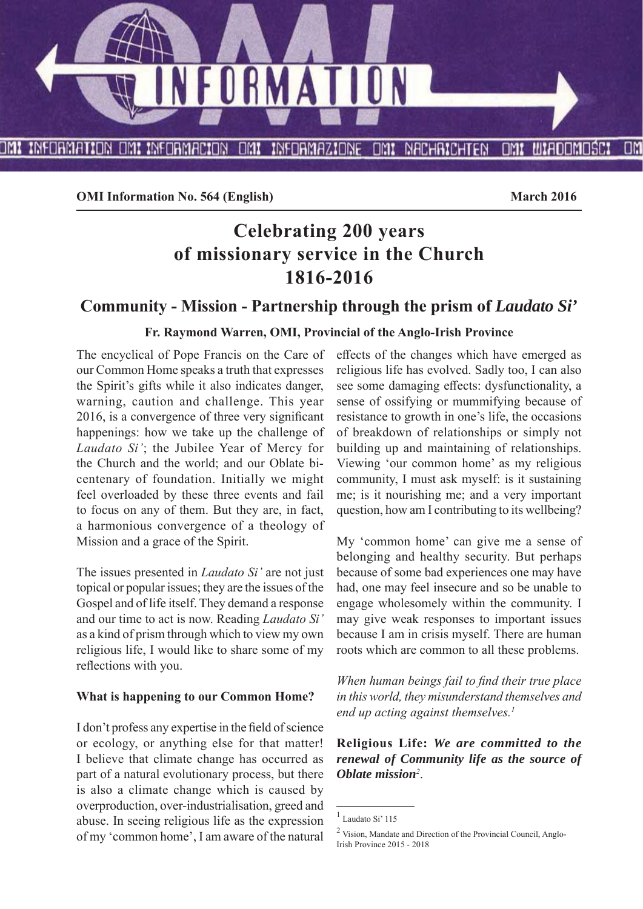**OMI Information No. 564 (English)** **March 2016**

# Celebrating 200 years of missionary service in the Church 1816-2016

## Community - Mission - Partnership through the prism of *Laudato Si'*

**Fr. Raymond Warren, OMI, Provincial of the Anglo-Irish Province**

The encyclical of Pope Francis on the Care of our Common Home speaks a truth that expresses the Spirit's gifts while it also indicates danger, warning, caution and challenge. This year 2016, is a convergence of three very significant happenings: how we take up the challenge of *Laudato Si'*; the Jubilee Year of Mercy for the Church and the world; and our Oblate bi-centenary of foundation. Initially we might feel overloaded by these three events and fail to focus on any of them. But they are, in fact, a harmonious convergence of a theology of Mission and a grace of the Spirit.

The issues presented in *Laudato Si'* are not just topical or popular issues; they are the issues of the Gospel and of life itself. They demand a response and our time to act is now. Reading *Laudato Si'* as a kind of prism through which to view my own religious life, I would like to share some of my reflections with you.

**What is happening to our Common Home?**

I don't profess any expertise in the field of science or ecology, or anything else for that matter! I believe that climate change has occurred as part of a natural evolutionary process, but there is also a climate change which is caused by overproduction, over-industrialisation, greed and abuse. In seeing religious life as the expression of my 'common home', I am aware of the natural effects of the changes which have emerged as religious life has evolved. Sadly too, I can also see some damaging effects: dysfunctionality, a sense of ossifying or mummifying because of resistance to growth in one's life, the occasions of breakdown of relationships or simply not building up and maintaining of relationships. Viewing 'our common home' as my religious community, I must ask myself: is it sustaining me; is it nourishing me; and a very important question, how am I contributing to its wellbeing?

My 'common home' can give me a sense of belonging and healthy security. But perhaps because of some bad experiences one may have had, one may feel insecure and so be unable to engage wholesomely within the community. I may give weak responses to important issues because I am in crisis myself. There are human roots which are common to all these problems.

*When human beings fail to find their true place in this world, they misunderstand themselves and end up acting against themselves.*[1]

**Religious Life:** ***We are committed to the renewal of Community life as the source of Oblate mission***[2].

[1] Laudato Si' 115

[2] Vision, Mandate and Direction of the Provincial Council, Anglo-Irish Province 2015 - 2018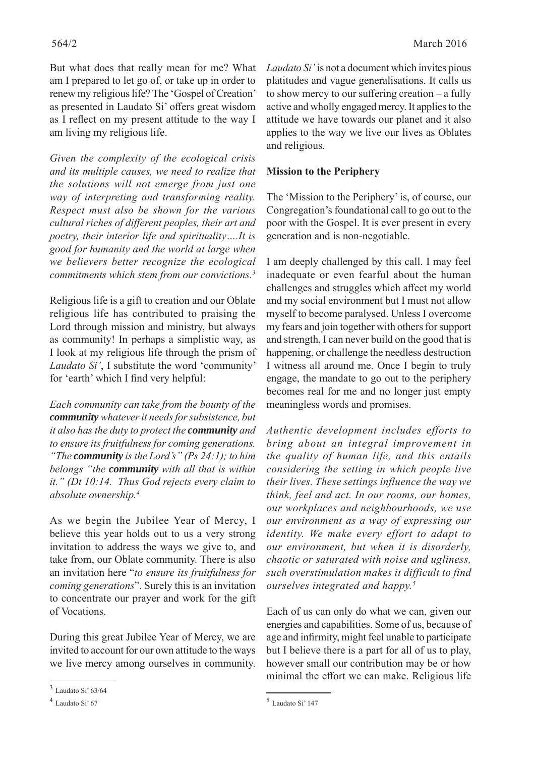But what does that really mean for me? What am I prepared to let go of, or take up in order to renew my religious life? The 'Gospel of Creation' as presented in Laudato Si' offers great wisdom as I reflect on my present attitude to the way I am living my religious life.

*Given the complexity of the ecological crisis and its multiple causes, we need to realize that the solutions will not emerge from just one way of interpreting and transforming reality. Respect must also be shown for the various cultural riches of different peoples, their art and poetry, their interior life and spirituality….It is good for humanity and the world at large when we believers better recognize the ecological commitments which stem from our convictions.*[3]

Religious life is a gift to creation and our Oblate religious life has contributed to praising the Lord through mission and ministry, but always as community! In perhaps a simplistic way, as I look at my religious life through the prism of *Laudato Si'*, I substitute the word 'community' for 'earth' which I find very helpful:

*Each community can take from the bounty of the* ***community*** *whatever it needs for subsistence, but it also has the duty to protect the* ***community*** *and to ensure its fruitfulness for coming generations. "The* ***community*** *is the Lord's" (Ps 24:1); to him belongs "the* ***community*** *with all that is within it." (Dt 10:14. Thus God rejects every claim to absolute ownership.*[4]

As we begin the Jubilee Year of Mercy, I believe this year holds out to us a very strong invitation to address the ways we give to, and take from, our Oblate community. There is also an invitation here "*to ensure its fruitfulness for coming generations*". Surely this is an invitation to concentrate our prayer and work for the gift of Vocations.

During this great Jubilee Year of Mercy, we are invited to account for our own attitude to the ways we live mercy among ourselves in community. *Laudato Si'* is not a document which invites pious platitudes and vague generalisations. It calls us to show mercy to our suffering creation – a fully active and wholly engaged mercy. It applies to the attitude we have towards our planet and it also applies to the way we live our lives as Oblates and religious.

**Mission to the Periphery**

The 'Mission to the Periphery' is, of course, our Congregation's foundational call to go out to the poor with the Gospel. It is ever present in every generation and is non-negotiable.

I am deeply challenged by this call. I may feel inadequate or even fearful about the human challenges and struggles which affect my world and my social environment but I must not allow myself to become paralysed. Unless I overcome my fears and join together with others for support and strength, I can never build on the good that is happening, or challenge the needless destruction I witness all around me. Once I begin to truly engage, the mandate to go out to the periphery becomes real for me and no longer just empty meaningless words and promises.

*Authentic development includes efforts to bring about an integral improvement in the quality of human life, and this entails considering the setting in which people live their lives. These settings influence the way we think, feel and act. In our rooms, our homes, our workplaces and neighbourhoods, we use our environment as a way of expressing our identity. We make every effort to adapt to our environment, but when it is disorderly, chaotic or saturated with noise and ugliness, such overstimulation makes it difficult to find ourselves integrated and happy.*[5]

Each of us can only do what we can, given our energies and capabilities. Some of us, because of age and infirmity, might feel unable to participate but I believe there is a part for all of us to play, however small our contribution may be or how minimal the effort we can make. Religious life

---

[3] Laudato Si' 63/64

[4] Laudato Si' 67

[5] Laudato Si' 147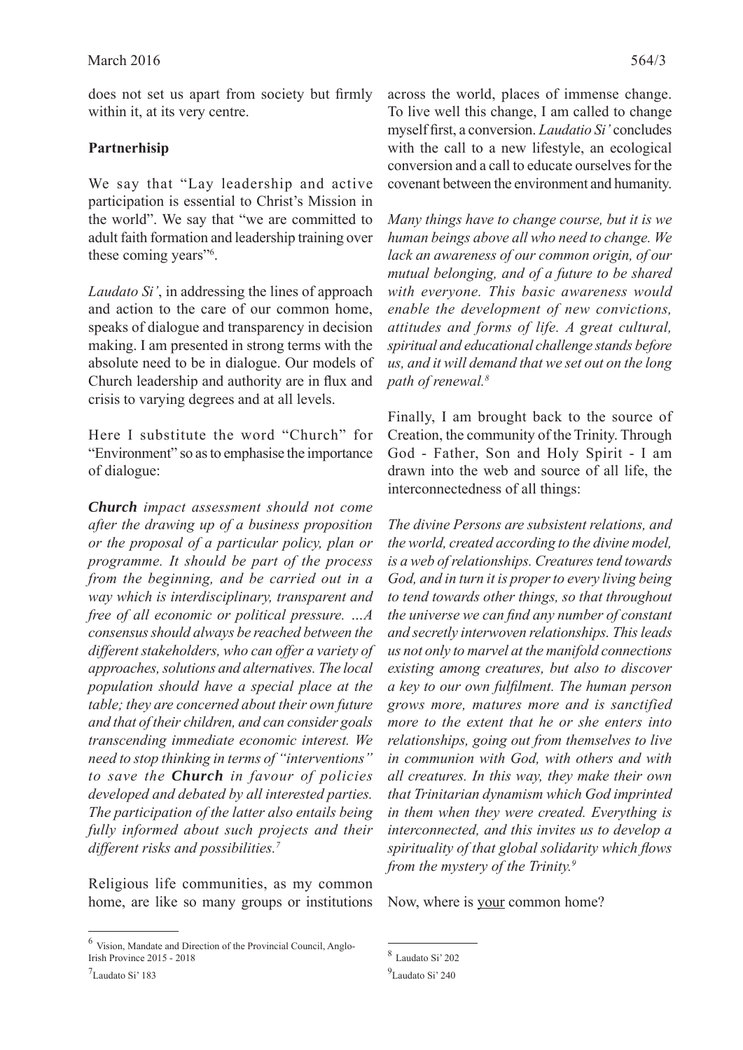does not set us apart from society but firmly within it, at its very centre.

**Partnerhisip**

We say that "Lay leadership and active participation is essential to Christ's Mission in the world". We say that "we are committed to adult faith formation and leadership training over these coming years"[6].

*Laudato Si'*, in addressing the lines of approach and action to the care of our common home, speaks of dialogue and transparency in decision making. I am presented in strong terms with the absolute need to be in dialogue. Our models of Church leadership and authority are in flux and crisis to varying degrees and at all levels.

Here I substitute the word "Church" for "Environment" so as to emphasise the importance of dialogue:

***Church*** *impact assessment should not come after the drawing up of a business proposition or the proposal of a particular policy, plan or programme. It should be part of the process from the beginning, and be carried out in a way which is interdisciplinary, transparent and free of all economic or political pressure. …A consensus should always be reached between the different stakeholders, who can offer a variety of approaches, solutions and alternatives. The local population should have a special place at the table; they are concerned about their own future and that of their children, and can consider goals transcending immediate economic interest. We need to stop thinking in terms of "interventions" to save the* ***Church*** *in favour of policies developed and debated by all interested parties. The participation of the latter also entails being fully informed about such projects and their different risks and possibilities.*[7]

Religious life communities, as my common home, are like so many groups or institutions across the world, places of immense change. To live well this change, I am called to change myself first, a conversion. *Laudatio Si'* concludes with the call to a new lifestyle, an ecological conversion and a call to educate ourselves for the covenant between the environment and humanity.

*Many things have to change course, but it is we human beings above all who need to change. We lack an awareness of our common origin, of our mutual belonging, and of a future to be shared with everyone. This basic awareness would enable the development of new convictions, attitudes and forms of life. A great cultural, spiritual and educational challenge stands before us, and it will demand that we set out on the long path of renewal.*[8]

Finally, I am brought back to the source of Creation, the community of the Trinity. Through God - Father, Son and Holy Spirit - I am drawn into the web and source of all life, the interconnectedness of all things:

*The divine Persons are subsistent relations, and the world, created according to the divine model, is a web of relationships. Creatures tend towards God, and in turn it is proper to every living being to tend towards other things, so that throughout the universe we can find any number of constant and secretly interwoven relationships. This leads us not only to marvel at the manifold connections existing among creatures, but also to discover a key to our own fulfilment. The human person grows more, matures more and is sanctified more to the extent that he or she enters into relationships, going out from themselves to live in communion with God, with others and with all creatures. In this way, they make their own that Trinitarian dynamism which God imprinted in them when they were created. Everything is interconnected, and this invites us to develop a spirituality of that global solidarity which flows from the mystery of the Trinity.*[9]

Now, where is <u>your</u> common home?

---

[6] Vision, Mandate and Direction of the Provincial Council, Anglo-Irish Province 2015 - 2018

[7] Laudato Si' 183

[8] Laudato Si' 202

[9] Laudato Si' 240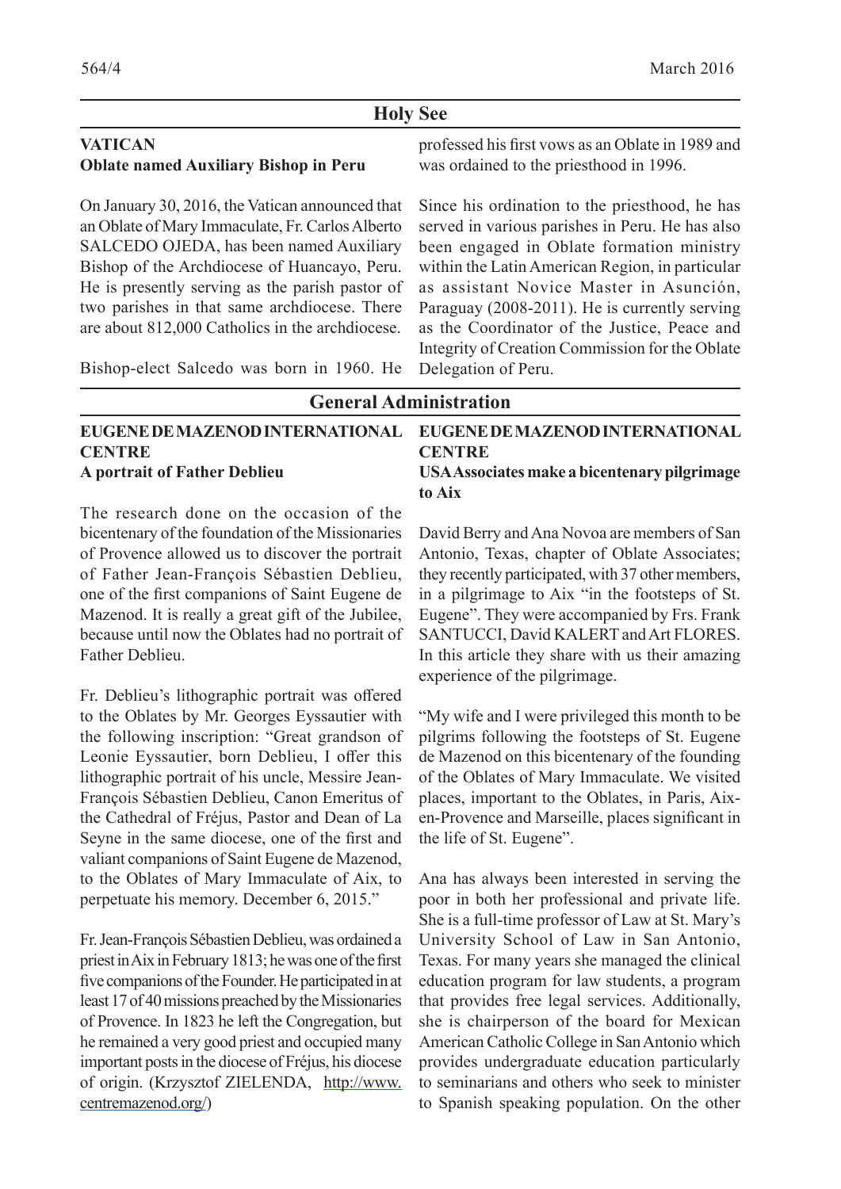## Holy See

### VATICAN

**Oblate named Auxiliary Bishop in Peru**

On January 30, 2016, the Vatican announced that an Oblate of Mary Immaculate, Fr. Carlos Alberto SALCEDO OJEDA, has been named Auxiliary Bishop of the Archdiocese of Huancayo, Peru. He is presently serving as the parish pastor of two parishes in that same archdiocese. There are about 812,000 Catholics in the archdiocese.

Bishop-elect Salcedo was born in 1960. He professed his first vows as an Oblate in 1989 and was ordained to the priesthood in 1996.

Since his ordination to the priesthood, he has served in various parishes in Peru. He has also been engaged in Oblate formation ministry within the Latin American Region, in particular as assistant Novice Master in Asunción, Paraguay (2008-2011). He is currently serving as the Coordinator of the Justice, Peace and Integrity of Creation Commission for the Oblate Delegation of Peru.

## General Administration

### EUGENE DE MAZENOD INTERNATIONAL CENTRE

**A portrait of Father Deblieu**

The research done on the occasion of the bicentenary of the foundation of the Missionaries of Provence allowed us to discover the portrait of Father Jean-François Sébastien Deblieu, one of the first companions of Saint Eugene de Mazenod. It is really a great gift of the Jubilee, because until now the Oblates had no portrait of Father Deblieu.

Fr. Deblieu's lithographic portrait was offered to the Oblates by Mr. Georges Eyssautier with the following inscription: "Great grandson of Leonie Eyssautier, born Deblieu, I offer this lithographic portrait of his uncle, Messire Jean-François Sébastien Deblieu, Canon Emeritus of the Cathedral of Fréjus, Pastor and Dean of La Seyne in the same diocese, one of the first and valiant companions of Saint Eugene de Mazenod, to the Oblates of Mary Immaculate of Aix, to perpetuate his memory. December 6, 2015."

Fr. Jean-François Sébastien Deblieu, was ordained a priest in Aix in February 1813; he was one of the first five companions of the Founder. He participated in at least 17 of 40 missions preached by the Missionaries of Provence. In 1823 he left the Congregation, but he remained a very good priest and occupied many important posts in the diocese of Fréjus, his diocese of origin. (Krzysztof ZIELENDA, http://www.centremazenod.org/)

### EUGENE DE MAZENOD INTERNATIONAL CENTRE

**USA Associates make a bicentenary pilgrimage to Aix**

David Berry and Ana Novoa are members of San Antonio, Texas, chapter of Oblate Associates; they recently participated, with 37 other members, in a pilgrimage to Aix "in the footsteps of St. Eugene". They were accompanied by Frs. Frank SANTUCCI, David KALERT and Art FLORES. In this article they share with us their amazing experience of the pilgrimage.

"My wife and I were privileged this month to be pilgrims following the footsteps of St. Eugene de Mazenod on this bicentenary of the founding of the Oblates of Mary Immaculate. We visited places, important to the Oblates, in Paris, Aix-en-Provence and Marseille, places significant in the life of St. Eugene".

Ana has always been interested in serving the poor in both her professional and private life. She is a full-time professor of Law at St. Mary's University School of Law in San Antonio, Texas. For many years she managed the clinical education program for law students, a program that provides free legal services. Additionally, she is chairperson of the board for Mexican American Catholic College in San Antonio which provides undergraduate education particularly to seminarians and others who seek to minister to Spanish speaking population. On the other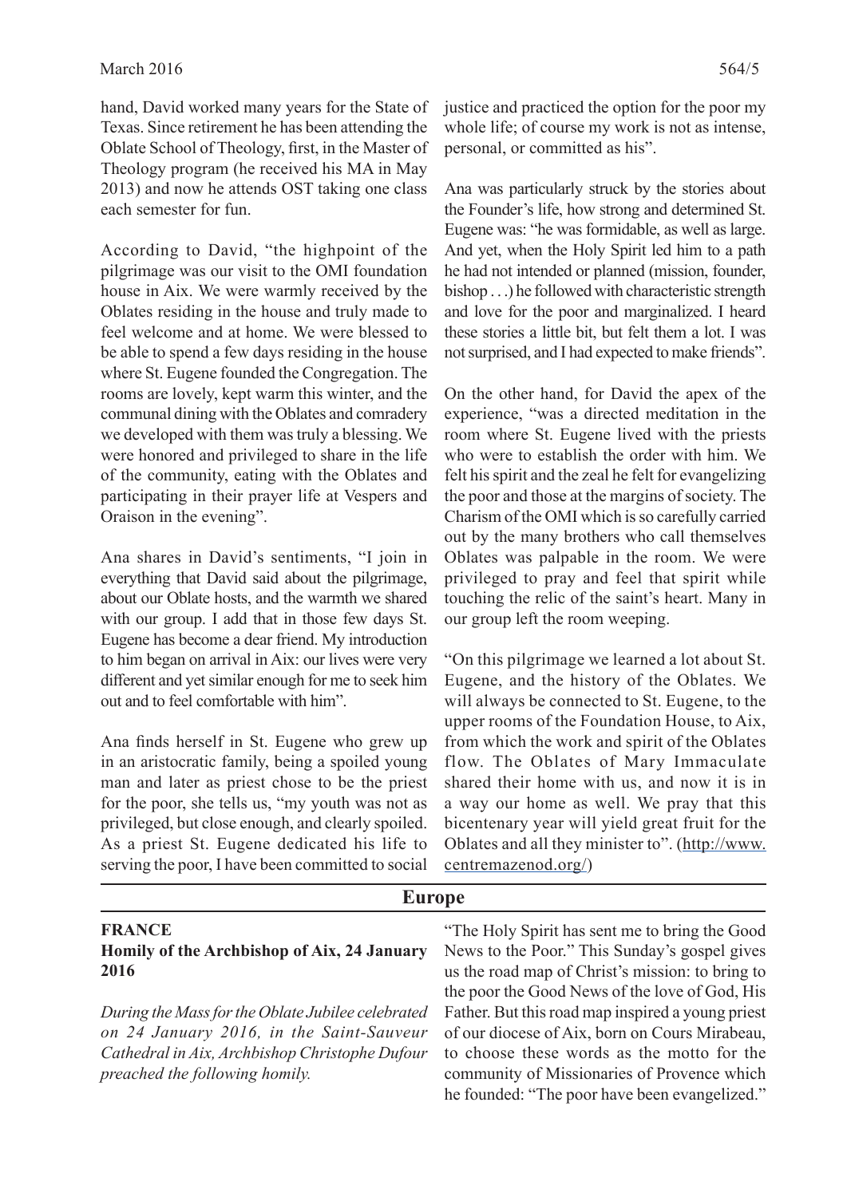hand, David worked many years for the State of Texas. Since retirement he has been attending the Oblate School of Theology, first, in the Master of Theology program (he received his MA in May 2013) and now he attends OST taking one class each semester for fun.

According to David, "the highpoint of the pilgrimage was our visit to the OMI foundation house in Aix. We were warmly received by the Oblates residing in the house and truly made to feel welcome and at home. We were blessed to be able to spend a few days residing in the house where St. Eugene founded the Congregation. The rooms are lovely, kept warm this winter, and the communal dining with the Oblates and comradery we developed with them was truly a blessing. We were honored and privileged to share in the life of the community, eating with the Oblates and participating in their prayer life at Vespers and Oraison in the evening".

Ana shares in David's sentiments, "I join in everything that David said about the pilgrimage, about our Oblate hosts, and the warmth we shared with our group. I add that in those few days St. Eugene has become a dear friend. My introduction to him began on arrival in Aix: our lives were very different and yet similar enough for me to seek him out and to feel comfortable with him".

Ana finds herself in St. Eugene who grew up in an aristocratic family, being a spoiled young man and later as priest chose to be the priest for the poor, she tells us, "my youth was not as privileged, but close enough, and clearly spoiled. As a priest St. Eugene dedicated his life to serving the poor, I have been committed to social justice and practiced the option for the poor my whole life; of course my work is not as intense, personal, or committed as his".

Ana was particularly struck by the stories about the Founder's life, how strong and determined St. Eugene was: "he was formidable, as well as large. And yet, when the Holy Spirit led him to a path he had not intended or planned (mission, founder, bishop . . .) he followed with characteristic strength and love for the poor and marginalized. I heard these stories a little bit, but felt them a lot. I was not surprised, and I had expected to make friends".

On the other hand, for David the apex of the experience, "was a directed meditation in the room where St. Eugene lived with the priests who were to establish the order with him. We felt his spirit and the zeal he felt for evangelizing the poor and those at the margins of society. The Charism of the OMI which is so carefully carried out by the many brothers who call themselves Oblates was palpable in the room. We were privileged to pray and feel that spirit while touching the relic of the saint's heart. Many in our group left the room weeping.

"On this pilgrimage we learned a lot about St. Eugene, and the history of the Oblates. We will always be connected to St. Eugene, to the upper rooms of the Foundation House, to Aix, from which the work and spirit of the Oblates flow. The Oblates of Mary Immaculate shared their home with us, and now it is in a way our home as well. We pray that this bicentenary year will yield great fruit for the Oblates and all they minister to". (http://www.centremazenod.org/)

## Europe

### FRANCE

### Homily of the Archbishop of Aix, 24 January 2016

*During the Mass for the Oblate Jubilee celebrated on 24 January 2016, in the Saint-Sauveur Cathedral in Aix, Archbishop Christophe Dufour preached the following homily.*

"The Holy Spirit has sent me to bring the Good News to the Poor." This Sunday's gospel gives us the road map of Christ's mission: to bring to the poor the Good News of the love of God, His Father. But this road map inspired a young priest of our diocese of Aix, born on Cours Mirabeau, to choose these words as the motto for the community of Missionaries of Provence which he founded: "The poor have been evangelized."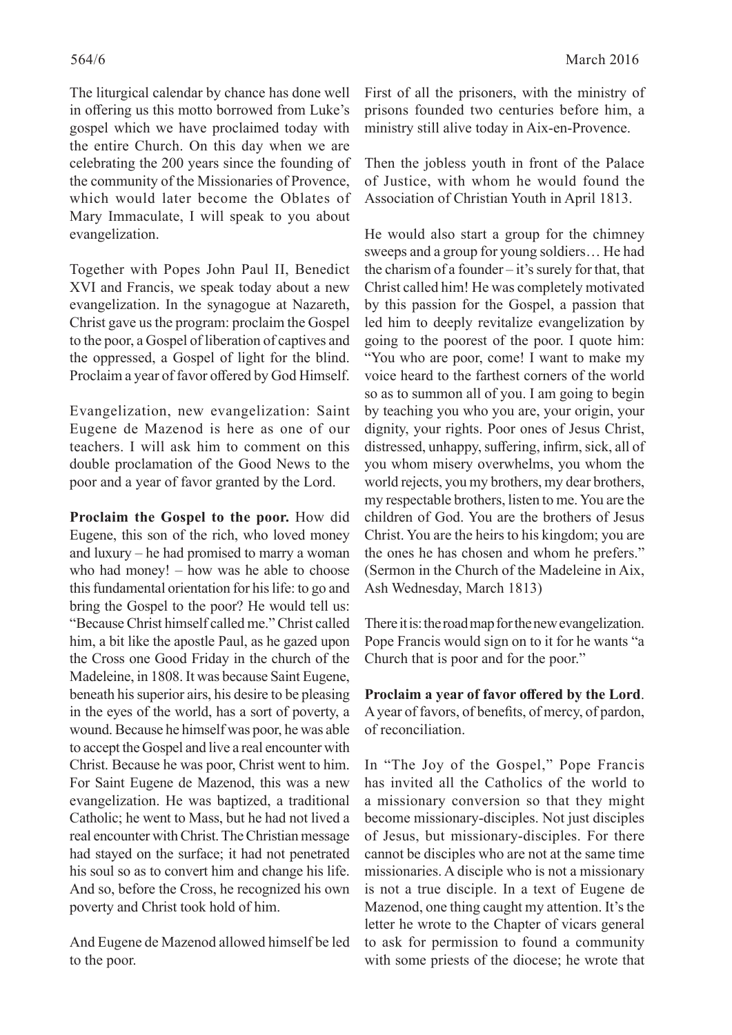The liturgical calendar by chance has done well in offering us this motto borrowed from Luke's gospel which we have proclaimed today with the entire Church. On this day when we are celebrating the 200 years since the founding of the community of the Missionaries of Provence, which would later become the Oblates of Mary Immaculate, I will speak to you about evangelization.

Together with Popes John Paul II, Benedict XVI and Francis, we speak today about a new evangelization. In the synagogue at Nazareth, Christ gave us the program: proclaim the Gospel to the poor, a Gospel of liberation of captives and the oppressed, a Gospel of light for the blind. Proclaim a year of favor offered by God Himself.

Evangelization, new evangelization: Saint Eugene de Mazenod is here as one of our teachers. I will ask him to comment on this double proclamation of the Good News to the poor and a year of favor granted by the Lord.

**Proclaim the Gospel to the poor.** How did Eugene, this son of the rich, who loved money and luxury – he had promised to marry a woman who had money! – how was he able to choose this fundamental orientation for his life: to go and bring the Gospel to the poor? He would tell us: "Because Christ himself called me." Christ called him, a bit like the apostle Paul, as he gazed upon the Cross one Good Friday in the church of the Madeleine, in 1808. It was because Saint Eugene, beneath his superior airs, his desire to be pleasing in the eyes of the world, has a sort of poverty, a wound. Because he himself was poor, he was able to accept the Gospel and live a real encounter with Christ. Because he was poor, Christ went to him. For Saint Eugene de Mazenod, this was a new evangelization. He was baptized, a traditional Catholic; he went to Mass, but he had not lived a real encounter with Christ. The Christian message had stayed on the surface; it had not penetrated his soul so as to convert him and change his life. And so, before the Cross, he recognized his own poverty and Christ took hold of him.

And Eugene de Mazenod allowed himself be led to the poor.

First of all the prisoners, with the ministry of prisons founded two centuries before him, a ministry still alive today in Aix-en-Provence.

Then the jobless youth in front of the Palace of Justice, with whom he would found the Association of Christian Youth in April 1813.

He would also start a group for the chimney sweeps and a group for young soldiers… He had the charism of a founder – it's surely for that, that Christ called him! He was completely motivated by this passion for the Gospel, a passion that led him to deeply revitalize evangelization by going to the poorest of the poor. I quote him: "You who are poor, come! I want to make my voice heard to the farthest corners of the world so as to summon all of you. I am going to begin by teaching you who you are, your origin, your dignity, your rights. Poor ones of Jesus Christ, distressed, unhappy, suffering, infirm, sick, all of you whom misery overwhelms, you whom the world rejects, you my brothers, my dear brothers, my respectable brothers, listen to me. You are the children of God. You are the brothers of Jesus Christ. You are the heirs to his kingdom; you are the ones he has chosen and whom he prefers." (Sermon in the Church of the Madeleine in Aix, Ash Wednesday, March 1813)

There it is: the road map for the new evangelization. Pope Francis would sign on to it for he wants "a Church that is poor and for the poor."

**Proclaim a year of favor offered by the Lord**. A year of favors, of benefits, of mercy, of pardon, of reconciliation.

In "The Joy of the Gospel," Pope Francis has invited all the Catholics of the world to a missionary conversion so that they might become missionary-disciples. Not just disciples of Jesus, but missionary-disciples. For there cannot be disciples who are not at the same time missionaries. A disciple who is not a missionary is not a true disciple. In a text of Eugene de Mazenod, one thing caught my attention. It's the letter he wrote to the Chapter of vicars general to ask for permission to found a community with some priests of the diocese; he wrote that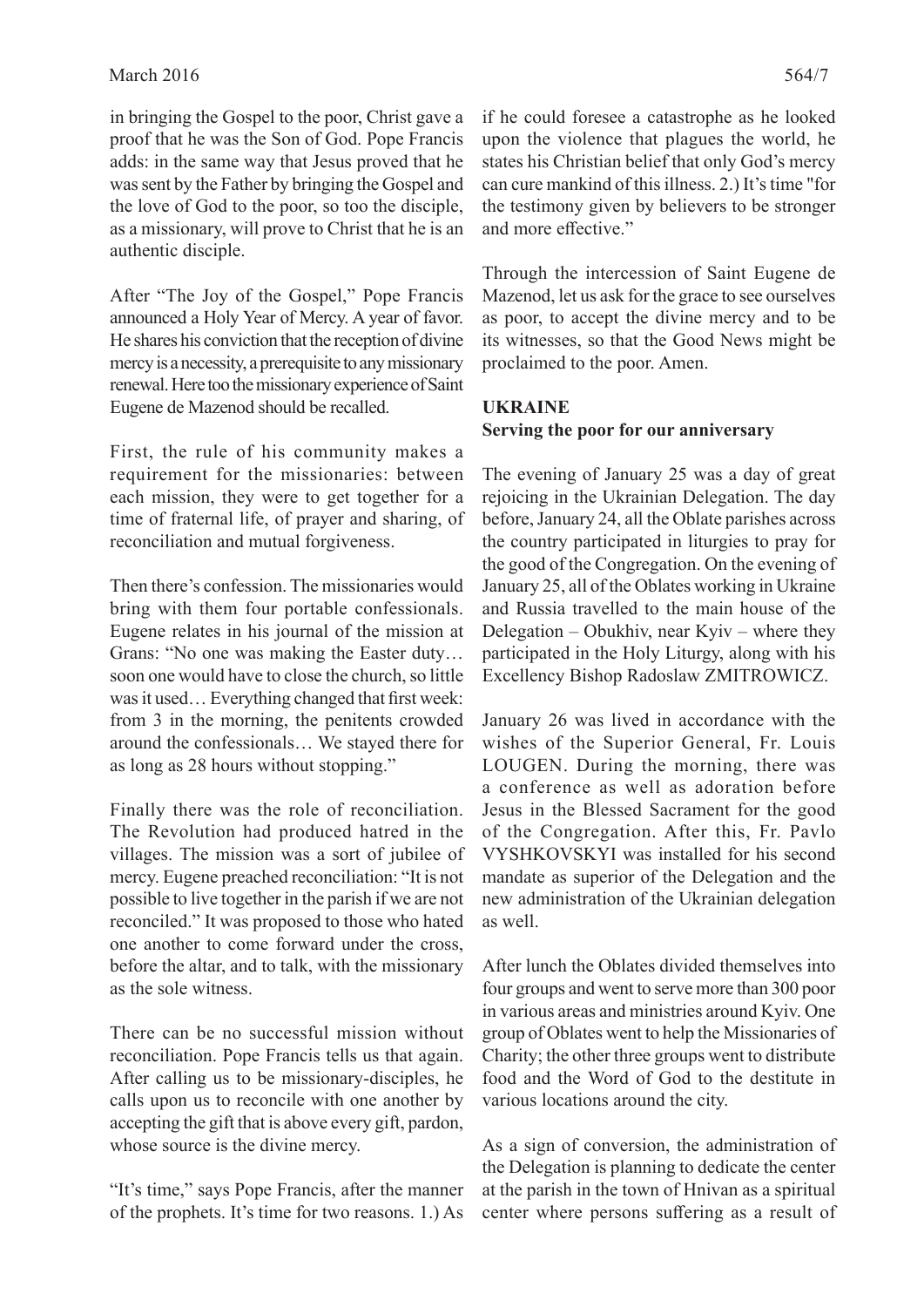in bringing the Gospel to the poor, Christ gave a proof that he was the Son of God. Pope Francis adds: in the same way that Jesus proved that he was sent by the Father by bringing the Gospel and the love of God to the poor, so too the disciple, as a missionary, will prove to Christ that he is an authentic disciple.

After "The Joy of the Gospel," Pope Francis announced a Holy Year of Mercy. A year of favor. He shares his conviction that the reception of divine mercy is a necessity, a prerequisite to any missionary renewal. Here too the missionary experience of Saint Eugene de Mazenod should be recalled.

First, the rule of his community makes a requirement for the missionaries: between each mission, they were to get together for a time of fraternal life, of prayer and sharing, of reconciliation and mutual forgiveness.

Then there's confession. The missionaries would bring with them four portable confessionals. Eugene relates in his journal of the mission at Grans: "No one was making the Easter duty… soon one would have to close the church, so little was it used… Everything changed that first week: from 3 in the morning, the penitents crowded around the confessionals… We stayed there for as long as 28 hours without stopping."

Finally there was the role of reconciliation. The Revolution had produced hatred in the villages. The mission was a sort of jubilee of mercy. Eugene preached reconciliation: "It is not possible to live together in the parish if we are not reconciled." It was proposed to those who hated one another to come forward under the cross, before the altar, and to talk, with the missionary as the sole witness.

There can be no successful mission without reconciliation. Pope Francis tells us that again. After calling us to be missionary-disciples, he calls upon us to reconcile with one another by accepting the gift that is above every gift, pardon, whose source is the divine mercy.

"It's time," says Pope Francis, after the manner of the prophets. It's time for two reasons. 1.) As if he could foresee a catastrophe as he looked upon the violence that plagues the world, he states his Christian belief that only God's mercy can cure mankind of this illness. 2.) It's time "for the testimony given by believers to be stronger and more effective."

Through the intercession of Saint Eugene de Mazenod, let us ask for the grace to see ourselves as poor, to accept the divine mercy and to be its witnesses, so that the Good News might be proclaimed to the poor. Amen.

## UKRAINE

### Serving the poor for our anniversary

The evening of January 25 was a day of great rejoicing in the Ukrainian Delegation. The day before, January 24, all the Oblate parishes across the country participated in liturgies to pray for the good of the Congregation. On the evening of January 25, all of the Oblates working in Ukraine and Russia travelled to the main house of the Delegation – Obukhiv, near Kyiv – where they participated in the Holy Liturgy, along with his Excellency Bishop Radoslaw ZMITROWICZ.

January 26 was lived in accordance with the wishes of the Superior General, Fr. Louis LOUGEN. During the morning, there was a conference as well as adoration before Jesus in the Blessed Sacrament for the good of the Congregation. After this, Fr. Pavlo VYSHKOVSKYI was installed for his second mandate as superior of the Delegation and the new administration of the Ukrainian delegation as well.

After lunch the Oblates divided themselves into four groups and went to serve more than 300 poor in various areas and ministries around Kyiv. One group of Oblates went to help the Missionaries of Charity; the other three groups went to distribute food and the Word of God to the destitute in various locations around the city.

As a sign of conversion, the administration of the Delegation is planning to dedicate the center at the parish in the town of Hnivan as a spiritual center where persons suffering as a result of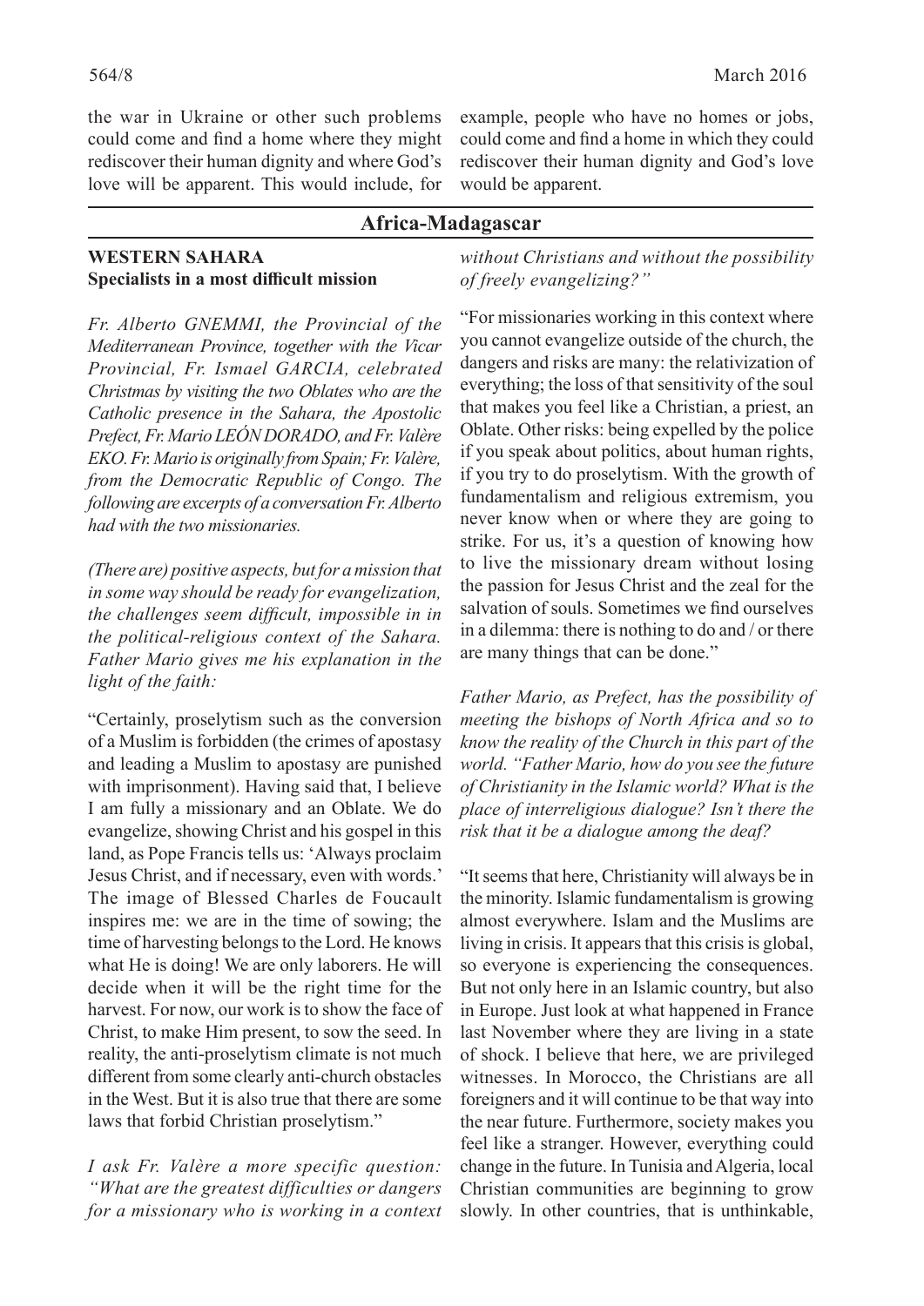the war in Ukraine or other such problems could come and find a home where they might rediscover their human dignity and where God's love will be apparent. This would include, for example, people who have no homes or jobs, could come and find a home in which they could rediscover their human dignity and God's love would be apparent.

## Africa-Madagascar

### WESTERN SAHARA
**Specialists in a most difficult mission**

*Fr. Alberto GNEMMI, the Provincial of the Mediterranean Province, together with the Vicar Provincial, Fr. Ismael GARCIA, celebrated Christmas by visiting the two Oblates who are the Catholic presence in the Sahara, the Apostolic Prefect, Fr. Mario LEÓN DORADO, and Fr. Valère EKO. Fr. Mario is originally from Spain; Fr. Valère, from the Democratic Republic of Congo. The following are excerpts of a conversation Fr. Alberto had with the two missionaries.*

*(There are) positive aspects, but for a mission that in some way should be ready for evangelization, the challenges seem difficult, impossible in in the political-religious context of the Sahara. Father Mario gives me his explanation in the light of the faith:*

"Certainly, proselytism such as the conversion of a Muslim is forbidden (the crimes of apostasy and leading a Muslim to apostasy are punished with imprisonment). Having said that, I believe I am fully a missionary and an Oblate. We do evangelize, showing Christ and his gospel in this land, as Pope Francis tells us: 'Always proclaim Jesus Christ, and if necessary, even with words.' The image of Blessed Charles de Foucault inspires me: we are in the time of sowing; the time of harvesting belongs to the Lord. He knows what He is doing! We are only laborers. He will decide when it will be the right time for the harvest. For now, our work is to show the face of Christ, to make Him present, to sow the seed. In reality, the anti-proselytism climate is not much different from some clearly anti-church obstacles in the West. But it is also true that there are some laws that forbid Christian proselytism."

*I ask Fr. Valère a more specific question: "What are the greatest difficulties or dangers for a missionary who is working in a context without Christians and without the possibility of freely evangelizing?"*

"For missionaries working in this context where you cannot evangelize outside of the church, the dangers and risks are many: the relativization of everything; the loss of that sensitivity of the soul that makes you feel like a Christian, a priest, an Oblate. Other risks: being expelled by the police if you speak about politics, about human rights, if you try to do proselytism. With the growth of fundamentalism and religious extremism, you never know when or where they are going to strike. For us, it's a question of knowing how to live the missionary dream without losing the passion for Jesus Christ and the zeal for the salvation of souls. Sometimes we find ourselves in a dilemma: there is nothing to do and / or there are many things that can be done."

*Father Mario, as Prefect, has the possibility of meeting the bishops of North Africa and so to know the reality of the Church in this part of the world. "Father Mario, how do you see the future of Christianity in the Islamic world? What is the place of interreligious dialogue? Isn't there the risk that it be a dialogue among the deaf?*

"It seems that here, Christianity will always be in the minority. Islamic fundamentalism is growing almost everywhere. Islam and the Muslims are living in crisis. It appears that this crisis is global, so everyone is experiencing the consequences. But not only here in an Islamic country, but also in Europe. Just look at what happened in France last November where they are living in a state of shock. I believe that here, we are privileged witnesses. In Morocco, the Christians are all foreigners and it will continue to be that way into the near future. Furthermore, society makes you feel like a stranger. However, everything could change in the future. In Tunisia and Algeria, local Christian communities are beginning to grow slowly. In other countries, that is unthinkable,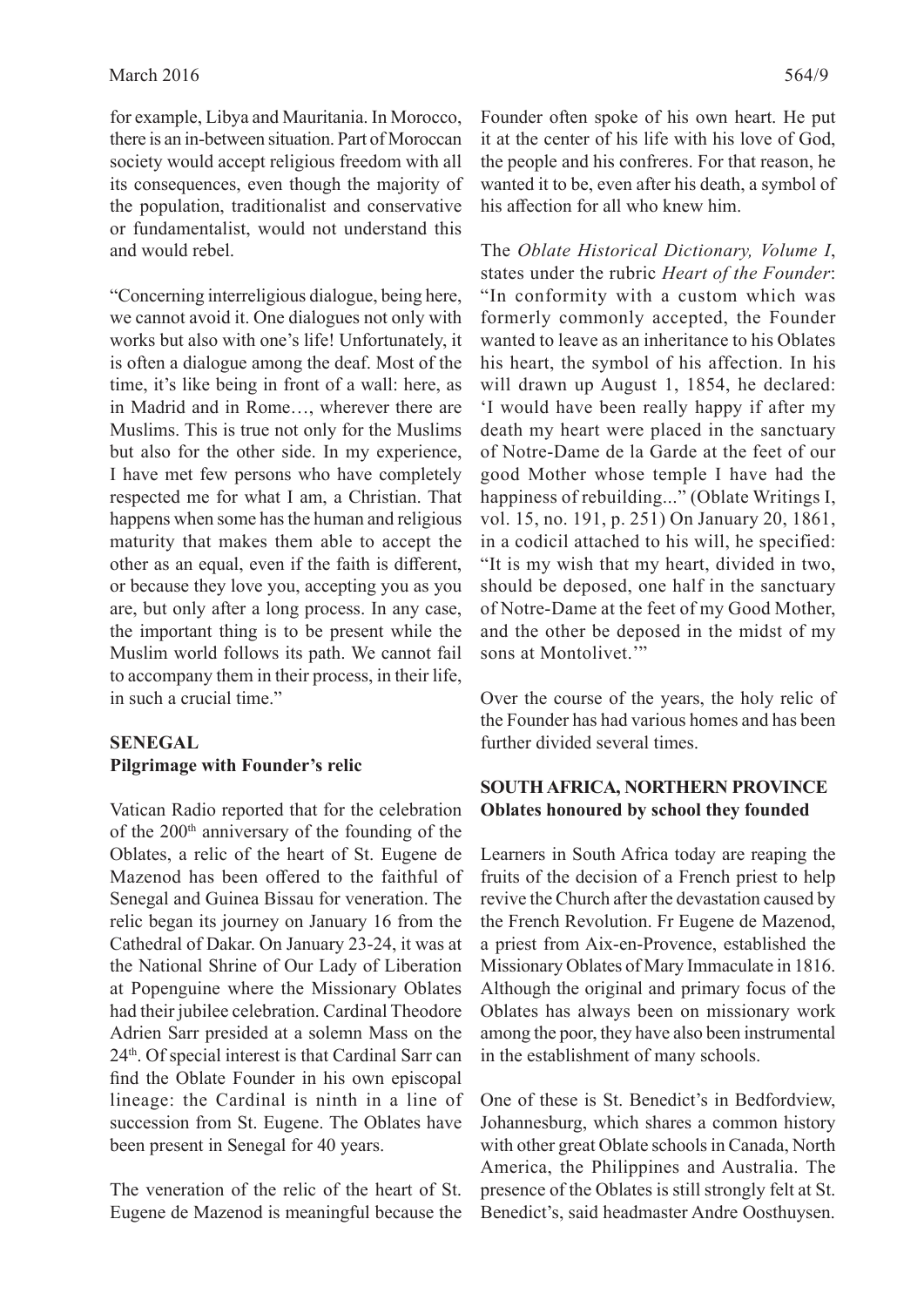for example, Libya and Mauritania. In Morocco, there is an in-between situation. Part of Moroccan society would accept religious freedom with all its consequences, even though the majority of the population, traditionalist and conservative or fundamentalist, would not understand this and would rebel.

"Concerning interreligious dialogue, being here, we cannot avoid it. One dialogues not only with works but also with one's life! Unfortunately, it is often a dialogue among the deaf. Most of the time, it's like being in front of a wall: here, as in Madrid and in Rome…, wherever there are Muslims. This is true not only for the Muslims but also for the other side. In my experience, I have met few persons who have completely respected me for what I am, a Christian. That happens when some has the human and religious maturity that makes them able to accept the other as an equal, even if the faith is different, or because they love you, accepting you as you are, but only after a long process. In any case, the important thing is to be present while the Muslim world follows its path. We cannot fail to accompany them in their process, in their life, in such a crucial time."

**SENEGAL**
**Pilgrimage with Founder's relic**

Vatican Radio reported that for the celebration of the 200th anniversary of the founding of the Oblates, a relic of the heart of St. Eugene de Mazenod has been offered to the faithful of Senegal and Guinea Bissau for veneration. The relic began its journey on January 16 from the Cathedral of Dakar. On January 23-24, it was at the National Shrine of Our Lady of Liberation at Popenguine where the Missionary Oblates had their jubilee celebration. Cardinal Theodore Adrien Sarr presided at a solemn Mass on the 24th. Of special interest is that Cardinal Sarr can find the Oblate Founder in his own episcopal lineage: the Cardinal is ninth in a line of succession from St. Eugene. The Oblates have been present in Senegal for 40 years.

The veneration of the relic of the heart of St. Eugene de Mazenod is meaningful because the Founder often spoke of his own heart. He put it at the center of his life with his love of God, the people and his confreres. For that reason, he wanted it to be, even after his death, a symbol of his affection for all who knew him.

The *Oblate Historical Dictionary, Volume I*, states under the rubric *Heart of the Founder*: "In conformity with a custom which was formerly commonly accepted, the Founder wanted to leave as an inheritance to his Oblates his heart, the symbol of his affection. In his will drawn up August 1, 1854, he declared: 'I would have been really happy if after my death my heart were placed in the sanctuary of Notre-Dame de la Garde at the feet of our good Mother whose temple I have had the happiness of rebuilding..." (Oblate Writings I, vol. 15, no. 191, p. 251) On January 20, 1861, in a codicil attached to his will, he specified: "It is my wish that my heart, divided in two, should be deposed, one half in the sanctuary of Notre-Dame at the feet of my Good Mother, and the other be deposed in the midst of my sons at Montolivet.'"

Over the course of the years, the holy relic of the Founder has had various homes and has been further divided several times.

**SOUTH AFRICA, NORTHERN PROVINCE**
**Oblates honoured by school they founded**

Learners in South Africa today are reaping the fruits of the decision of a French priest to help revive the Church after the devastation caused by the French Revolution. Fr Eugene de Mazenod, a priest from Aix-en-Provence, established the Missionary Oblates of Mary Immaculate in 1816. Although the original and primary focus of the Oblates has always been on missionary work among the poor, they have also been instrumental in the establishment of many schools.

One of these is St. Benedict's in Bedfordview, Johannesburg, which shares a common history with other great Oblate schools in Canada, North America, the Philippines and Australia. The presence of the Oblates is still strongly felt at St. Benedict's, said headmaster Andre Oosthuysen.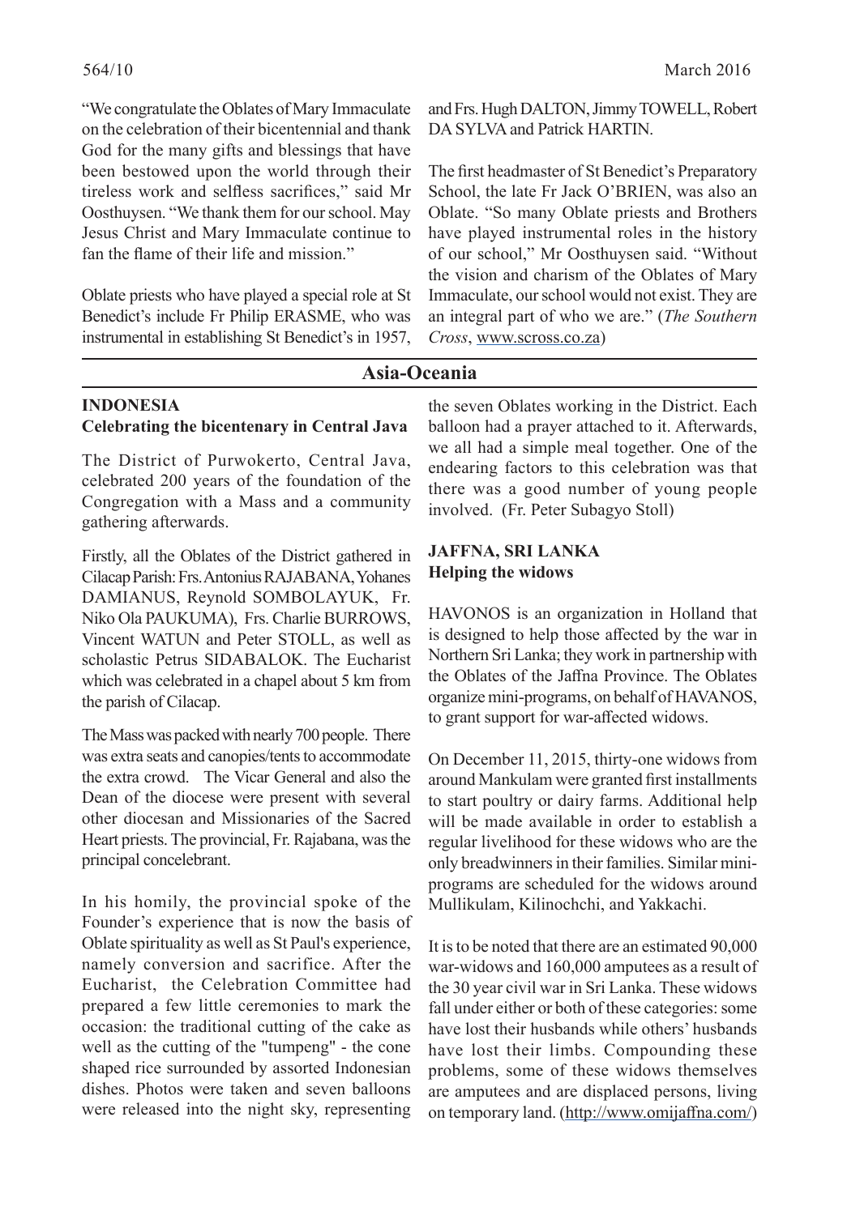"We congratulate the Oblates of Mary Immaculate on the celebration of their bicentennial and thank God for the many gifts and blessings that have been bestowed upon the world through their tireless work and selfless sacrifices," said Mr Oosthuysen. "We thank them for our school. May Jesus Christ and Mary Immaculate continue to fan the flame of their life and mission."

Oblate priests who have played a special role at St Benedict's include Fr Philip ERASME, who was instrumental in establishing St Benedict's in 1957, and Frs. Hugh DALTON, Jimmy TOWELL, Robert DA SYLVA and Patrick HARTIN.

The first headmaster of St Benedict's Preparatory School, the late Fr Jack O'BRIEN, was also an Oblate. "So many Oblate priests and Brothers have played instrumental roles in the history of our school," Mr Oosthuysen said. "Without the vision and charism of the Oblates of Mary Immaculate, our school would not exist. They are an integral part of who we are." (*The Southern Cross*, www.scross.co.za)

## Asia-Oceania

### INDONESIA
### Celebrating the bicentenary in Central Java

The District of Purwokerto, Central Java, celebrated 200 years of the foundation of the Congregation with a Mass and a community gathering afterwards.

Firstly, all the Oblates of the District gathered in Cilacap Parish: Frs. Antonius RAJABANA, Yohanes DAMIANUS, Reynold SOMBOLAYUK, Fr. Niko Ola PAUKUMA), Frs. Charlie BURROWS, Vincent WATUN and Peter STOLL, as well as scholastic Petrus SIDABALOK. The Eucharist which was celebrated in a chapel about 5 km from the parish of Cilacap.

The Mass was packed with nearly 700 people. There was extra seats and canopies/tents to accommodate the extra crowd. The Vicar General and also the Dean of the diocese were present with several other diocesan and Missionaries of the Sacred Heart priests. The provincial, Fr. Rajabana, was the principal concelebrant.

In his homily, the provincial spoke of the Founder's experience that is now the basis of Oblate spirituality as well as St Paul's experience, namely conversion and sacrifice. After the Eucharist, the Celebration Committee had prepared a few little ceremonies to mark the occasion: the traditional cutting of the cake as well as the cutting of the "tumpeng" - the cone shaped rice surrounded by assorted Indonesian dishes. Photos were taken and seven balloons were released into the night sky, representing the seven Oblates working in the District. Each balloon had a prayer attached to it. Afterwards, we all had a simple meal together. One of the endearing factors to this celebration was that there was a good number of young people involved. (Fr. Peter Subagyo Stoll)

### JAFFNA, SRI LANKA
### Helping the widows

HAVONOS is an organization in Holland that is designed to help those affected by the war in Northern Sri Lanka; they work in partnership with the Oblates of the Jaffna Province. The Oblates organize mini-programs, on behalf of HAVANOS, to grant support for war-affected widows.

On December 11, 2015, thirty-one widows from around Mankulam were granted first installments to start poultry or dairy farms. Additional help will be made available in order to establish a regular livelihood for these widows who are the only breadwinners in their families. Similar mini-programs are scheduled for the widows around Mullikulam, Kilinochchi, and Yakkachi.

It is to be noted that there are an estimated 90,000 war-widows and 160,000 amputees as a result of the 30 year civil war in Sri Lanka. These widows fall under either or both of these categories: some have lost their husbands while others' husbands have lost their limbs. Compounding these problems, some of these widows themselves are amputees and are displaced persons, living on temporary land. (http://www.omijaffna.com/)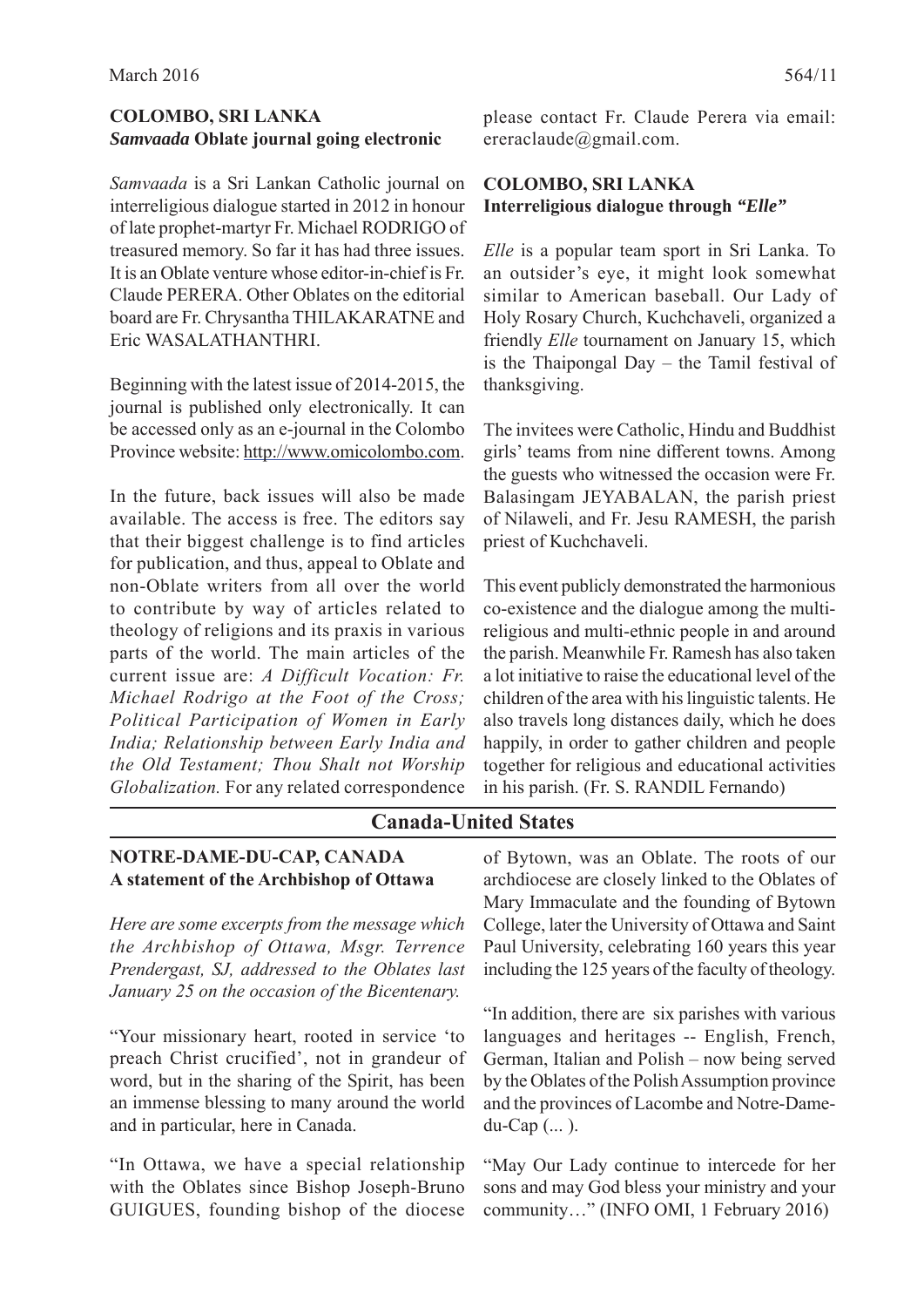### COLOMBO, SRI LANKA
### *Samvaada* Oblate journal going electronic

*Samvaada* is a Sri Lankan Catholic journal on interreligious dialogue started in 2012 in honour of late prophet-martyr Fr. Michael RODRIGO of treasured memory. So far it has had three issues. It is an Oblate venture whose editor-in-chief is Fr. Claude PERERA. Other Oblates on the editorial board are Fr. Chrysantha THILAKARATNE and Eric WASALATHANTHRI.

Beginning with the latest issue of 2014-2015, the journal is published only electronically. It can be accessed only as an e-journal in the Colombo Province website: http://www.omicolombo.com.

In the future, back issues will also be made available. The access is free. The editors say that their biggest challenge is to find articles for publication, and thus, appeal to Oblate and non-Oblate writers from all over the world to contribute by way of articles related to theology of religions and its praxis in various parts of the world. The main articles of the current issue are: *A Difficult Vocation: Fr. Michael Rodrigo at the Foot of the Cross; Political Participation of Women in Early India; Relationship between Early India and the Old Testament; Thou Shalt not Worship Globalization.* For any related correspondence please contact Fr. Claude Perera via email: ereraclaude@gmail.com.

### COLOMBO, SRI LANKA
### Interreligious dialogue through *"Elle"*

*Elle* is a popular team sport in Sri Lanka. To an outsider's eye, it might look somewhat similar to American baseball. Our Lady of Holy Rosary Church, Kuchchaveli, organized a friendly *Elle* tournament on January 15, which is the Thaipongal Day – the Tamil festival of thanksgiving.

The invitees were Catholic, Hindu and Buddhist girls' teams from nine different towns. Among the guests who witnessed the occasion were Fr. Balasingam JEYABALAN, the parish priest of Nilaweli, and Fr. Jesu RAMESH, the parish priest of Kuchchaveli.

This event publicly demonstrated the harmonious co-existence and the dialogue among the multi-religious and multi-ethnic people in and around the parish. Meanwhile Fr. Ramesh has also taken a lot initiative to raise the educational level of the children of the area with his linguistic talents. He also travels long distances daily, which he does happily, in order to gather children and people together for religious and educational activities in his parish. (Fr. S. RANDIL Fernando)

## Canada-United States

### NOTRE-DAME-DU-CAP, CANADA
### A statement of the Archbishop of Ottawa

*Here are some excerpts from the message which the Archbishop of Ottawa, Msgr. Terrence Prendergast, SJ, addressed to the Oblates last January 25 on the occasion of the Bicentenary.*

"Your missionary heart, rooted in service 'to preach Christ crucified', not in grandeur of word, but in the sharing of the Spirit, has been an immense blessing to many around the world and in particular, here in Canada.

"In Ottawa, we have a special relationship with the Oblates since Bishop Joseph-Bruno GUIGUES, founding bishop of the diocese of Bytown, was an Oblate. The roots of our archdiocese are closely linked to the Oblates of Mary Immaculate and the founding of Bytown College, later the University of Ottawa and Saint Paul University, celebrating 160 years this year including the 125 years of the faculty of theology.

"In addition, there are six parishes with various languages and heritages -- English, French, German, Italian and Polish – now being served by the Oblates of the Polish Assumption province and the provinces of Lacombe and Notre-Dame-du-Cap (... ).

"May Our Lady continue to intercede for her sons and may God bless your ministry and your community…" (INFO OMI, 1 February 2016)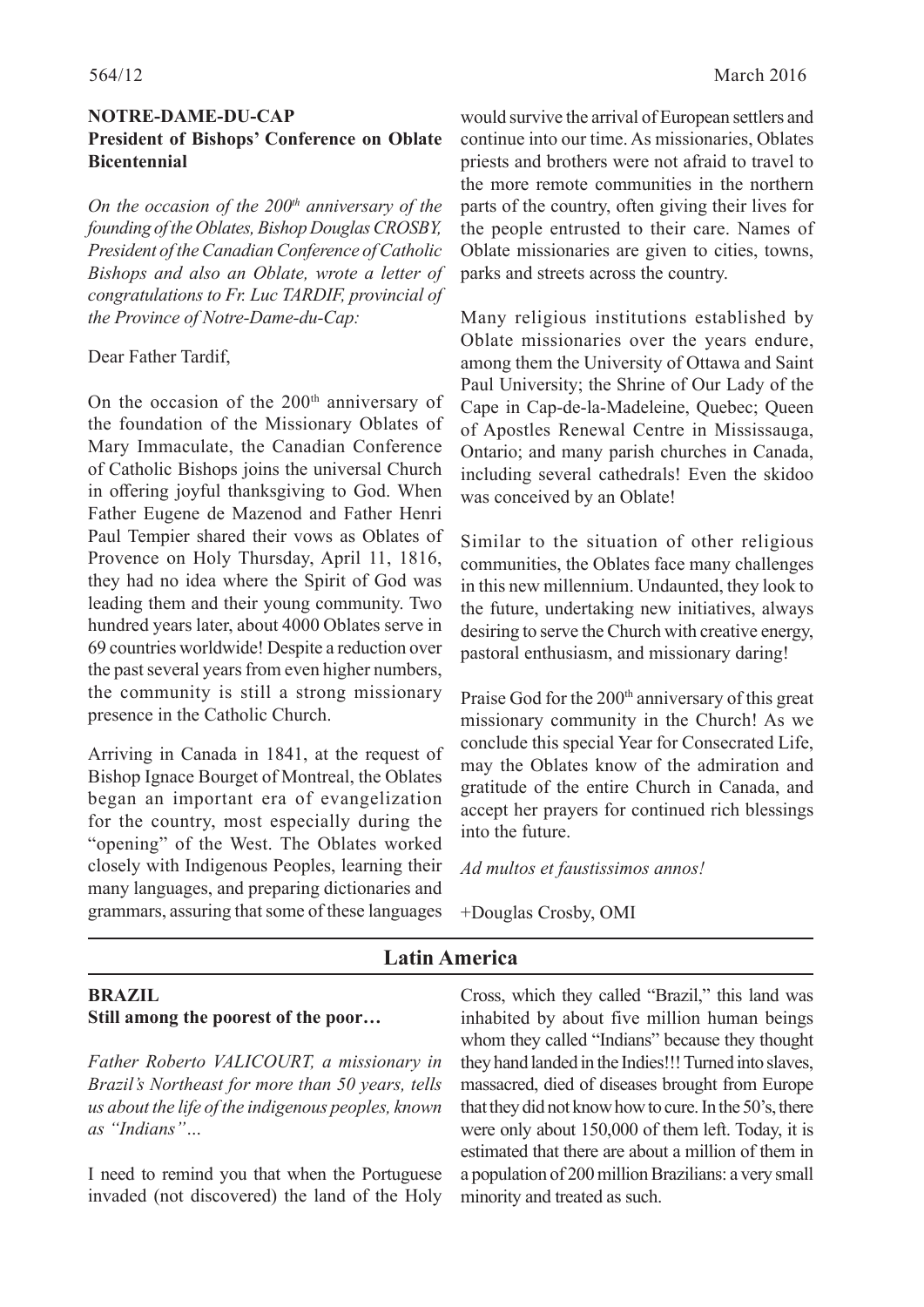**NOTRE-DAME-DU-CAP**
**President of Bishops' Conference on Oblate Bicentennial**

*On the occasion of the 200th anniversary of the founding of the Oblates, Bishop Douglas CROSBY, President of the Canadian Conference of Catholic Bishops and also an Oblate, wrote a letter of congratulations to Fr. Luc TARDIF, provincial of the Province of Notre-Dame-du-Cap:*

Dear Father Tardif,

On the occasion of the 200th anniversary of the foundation of the Missionary Oblates of Mary Immaculate, the Canadian Conference of Catholic Bishops joins the universal Church in offering joyful thanksgiving to God. When Father Eugene de Mazenod and Father Henri Paul Tempier shared their vows as Oblates of Provence on Holy Thursday, April 11, 1816, they had no idea where the Spirit of God was leading them and their young community. Two hundred years later, about 4000 Oblates serve in 69 countries worldwide! Despite a reduction over the past several years from even higher numbers, the community is still a strong missionary presence in the Catholic Church.

Arriving in Canada in 1841, at the request of Bishop Ignace Bourget of Montreal, the Oblates began an important era of evangelization for the country, most especially during the "opening" of the West. The Oblates worked closely with Indigenous Peoples, learning their many languages, and preparing dictionaries and grammars, assuring that some of these languages would survive the arrival of European settlers and continue into our time. As missionaries, Oblates priests and brothers were not afraid to travel to the more remote communities in the northern parts of the country, often giving their lives for the people entrusted to their care. Names of Oblate missionaries are given to cities, towns, parks and streets across the country.

Many religious institutions established by Oblate missionaries over the years endure, among them the University of Ottawa and Saint Paul University; the Shrine of Our Lady of the Cape in Cap-de-la-Madeleine, Quebec; Queen of Apostles Renewal Centre in Mississauga, Ontario; and many parish churches in Canada, including several cathedrals! Even the skidoo was conceived by an Oblate!

Similar to the situation of other religious communities, the Oblates face many challenges in this new millennium. Undaunted, they look to the future, undertaking new initiatives, always desiring to serve the Church with creative energy, pastoral enthusiasm, and missionary daring!

Praise God for the 200th anniversary of this great missionary community in the Church! As we conclude this special Year for Consecrated Life, may the Oblates know of the admiration and gratitude of the entire Church in Canada, and accept her prayers for continued rich blessings into the future.

*Ad multos et faustissimos annos!*

+Douglas Crosby, OMI

## Latin America

**BRAZIL**
**Still among the poorest of the poor…**

*Father Roberto VALICOURT, a missionary in Brazil's Northeast for more than 50 years, tells us about the life of the indigenous peoples, known as "Indians"…*

I need to remind you that when the Portuguese invaded (not discovered) the land of the Holy Cross, which they called "Brazil," this land was inhabited by about five million human beings whom they called "Indians" because they thought they hand landed in the Indies!!! Turned into slaves, massacred, died of diseases brought from Europe that they did not know how to cure. In the 50's, there were only about 150,000 of them left. Today, it is estimated that there are about a million of them in a population of 200 million Brazilians: a very small minority and treated as such.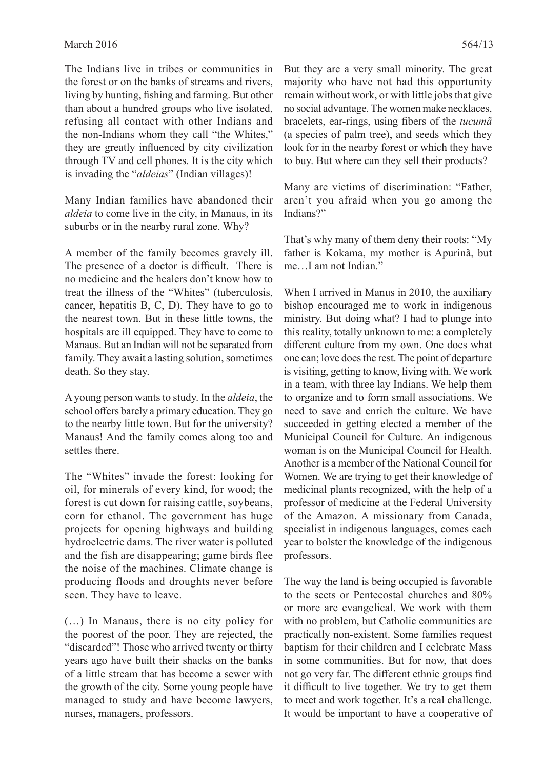The Indians live in tribes or communities in the forest or on the banks of streams and rivers, living by hunting, fishing and farming. But other than about a hundred groups who live isolated, refusing all contact with other Indians and the non-Indians whom they call "the Whites," they are greatly influenced by city civilization through TV and cell phones. It is the city which is invading the "*aldeias*" (Indian villages)!

Many Indian families have abandoned their *aldeia* to come live in the city, in Manaus, in its suburbs or in the nearby rural zone. Why?

A member of the family becomes gravely ill. The presence of a doctor is difficult. There is no medicine and the healers don't know how to treat the illness of the "Whites" (tuberculosis, cancer, hepatitis B, C, D). They have to go to the nearest town. But in these little towns, the hospitals are ill equipped. They have to come to Manaus. But an Indian will not be separated from family. They await a lasting solution, sometimes death. So they stay.

A young person wants to study. In the *aldeia*, the school offers barely a primary education. They go to the nearby little town. But for the university? Manaus! And the family comes along too and settles there.

The "Whites" invade the forest: looking for oil, for minerals of every kind, for wood; the forest is cut down for raising cattle, soybeans, corn for ethanol. The government has huge projects for opening highways and building hydroelectric dams. The river water is polluted and the fish are disappearing; game birds flee the noise of the machines. Climate change is producing floods and droughts never before seen. They have to leave.

(…) In Manaus, there is no city policy for the poorest of the poor. They are rejected, the "discarded"! Those who arrived twenty or thirty years ago have built their shacks on the banks of a little stream that has become a sewer with the growth of the city. Some young people have managed to study and have become lawyers, nurses, managers, professors.

But they are a very small minority. The great majority who have not had this opportunity remain without work, or with little jobs that give no social advantage. The women make necklaces, bracelets, ear-rings, using fibers of the *tucumã* (a species of palm tree), and seeds which they look for in the nearby forest or which they have to buy. But where can they sell their products?

Many are victims of discrimination: "Father, aren't you afraid when you go among the Indians?"

That's why many of them deny their roots: "My father is Kokama, my mother is Apurinã, but me…I am not Indian."

When I arrived in Manus in 2010, the auxiliary bishop encouraged me to work in indigenous ministry. But doing what? I had to plunge into this reality, totally unknown to me: a completely different culture from my own. One does what one can; love does the rest. The point of departure is visiting, getting to know, living with. We work in a team, with three lay Indians. We help them to organize and to form small associations. We need to save and enrich the culture. We have succeeded in getting elected a member of the Municipal Council for Culture. An indigenous woman is on the Municipal Council for Health. Another is a member of the National Council for Women. We are trying to get their knowledge of medicinal plants recognized, with the help of a professor of medicine at the Federal University of the Amazon. A missionary from Canada, specialist in indigenous languages, comes each year to bolster the knowledge of the indigenous professors.

The way the land is being occupied is favorable to the sects or Pentecostal churches and 80% or more are evangelical. We work with them with no problem, but Catholic communities are practically non-existent. Some families request baptism for their children and I celebrate Mass in some communities. But for now, that does not go very far. The different ethnic groups find it difficult to live together. We try to get them to meet and work together. It's a real challenge. It would be important to have a cooperative of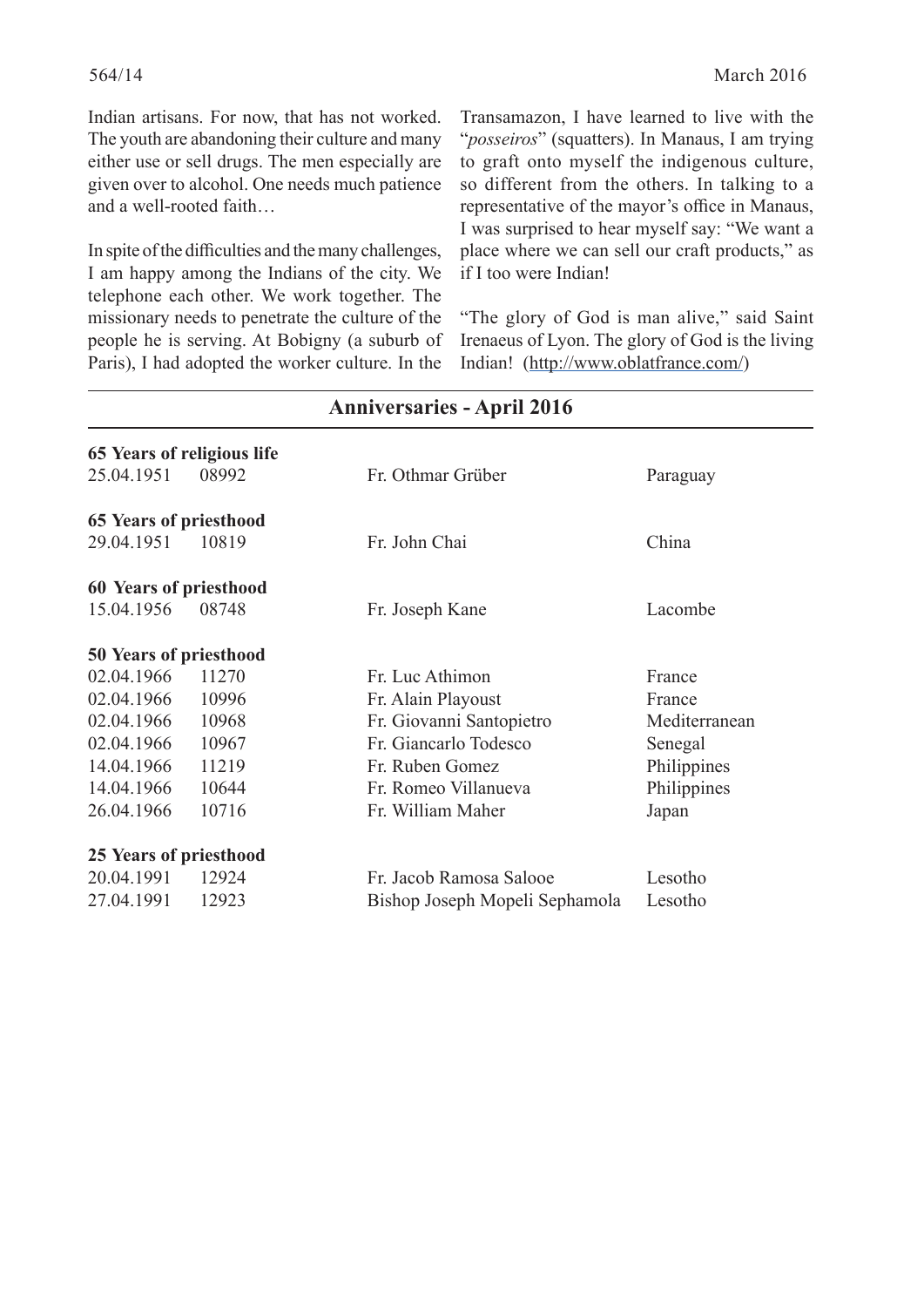Indian artisans. For now, that has not worked. The youth are abandoning their culture and many either use or sell drugs. The men especially are given over to alcohol. One needs much patience and a well-rooted faith…

In spite of the difficulties and the many challenges, I am happy among the Indians of the city. We telephone each other. We work together. The missionary needs to penetrate the culture of the people he is serving. At Bobigny (a suburb of Paris), I had adopted the worker culture. In the Transamazon, I have learned to live with the "*posseiros*" (squatters). In Manaus, I am trying to graft onto myself the indigenous culture, so different from the others. In talking to a representative of the mayor's office in Manaus, I was surprised to hear myself say: "We want a place where we can sell our craft products," as if I too were Indian!

"The glory of God is man alive," said Saint Irenaeus of Lyon. The glory of God is the living Indian! (http://www.oblatfrance.com/)

## Anniversaries - April 2016

**65 Years of religious life**

| | | | |
|---|---|---|---|
| 25.04.1951 | 08992 | Fr. Othmar Grüber | Paraguay |

**65 Years of priesthood**

| | | | |
|---|---|---|---|
| 29.04.1951 | 10819 | Fr. John Chai | China |

**60 Years of priesthood**

| | | | |
|---|---|---|---|
| 15.04.1956 | 08748 | Fr. Joseph Kane | Lacombe |

**50 Years of priesthood**

| | | | |
|---|---|---|---|
| 02.04.1966 | 11270 | Fr. Luc Athimon | France |
| 02.04.1966 | 10996 | Fr. Alain Playoust | France |
| 02.04.1966 | 10968 | Fr. Giovanni Santopietro | Mediterranean |
| 02.04.1966 | 10967 | Fr. Giancarlo Todesco | Senegal |
| 14.04.1966 | 11219 | Fr. Ruben Gomez | Philippines |
| 14.04.1966 | 10644 | Fr. Romeo Villanueva | Philippines |
| 26.04.1966 | 10716 | Fr. William Maher | Japan |

**25 Years of priesthood**

| | | | |
|---|---|---|---|
| 20.04.1991 | 12924 | Fr. Jacob Ramosa Salooe | Lesotho |
| 27.04.1991 | 12923 | Bishop Joseph Mopeli Sephamola | Lesotho |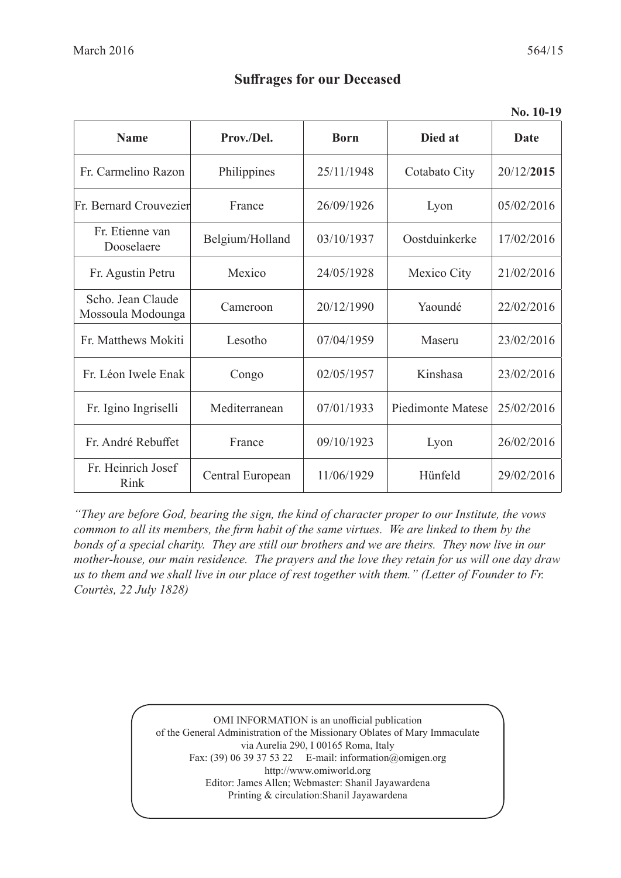## Suffrages for our Deceased

**No. 10-19**

| Name | Prov./Del. | Born | Died at | Date |
|---|---|---|---|---|
| Fr. Carmelino Razon | Philippines | 25/11/1948 | Cotabato City | 20/12/**2015** |
| Fr. Bernard Crouvezier | France | 26/09/1926 | Lyon | 05/02/2016 |
| Fr. Etienne van Dooselaere | Belgium/Holland | 03/10/1937 | Oostduinkerke | 17/02/2016 |
| Fr. Agustin Petru | Mexico | 24/05/1928 | Mexico City | 21/02/2016 |
| Scho. Jean Claude Mossoula Modounga | Cameroon | 20/12/1990 | Yaoundé | 22/02/2016 |
| Fr. Matthews Mokiti | Lesotho | 07/04/1959 | Maseru | 23/02/2016 |
| Fr. Léon Iwele Enak | Congo | 02/05/1957 | Kinshasa | 23/02/2016 |
| Fr. Igino Ingriselli | Mediterranean | 07/01/1933 | Piedimonte Matese | 25/02/2016 |
| Fr. André Rebuffet | France | 09/10/1923 | Lyon | 26/02/2016 |
| Fr. Heinrich Josef Rink | Central European | 11/06/1929 | Hünfeld | 29/02/2016 |

*"They are before God, bearing the sign, the kind of character proper to our Institute, the vows common to all its members, the firm habit of the same virtues. We are linked to them by the bonds of a special charity. They are still our brothers and we are theirs. They now live in our mother-house, our main residence. The prayers and the love they retain for us will one day draw us to them and we shall live in our place of rest together with them." (Letter of Founder to Fr. Courtès, 22 July 1828)*

OMI INFORMATION is an unofficial publication
of the General Administration of the Missionary Oblates of Mary Immaculate
via Aurelia 290, I 00165 Roma, Italy
Fax: (39) 06 39 37 53 22 E-mail: information@omigen.org
http://www.omiworld.org
Editor: James Allen; Webmaster: Shanil Jayawardena
Printing & circulation:Shanil Jayawardena